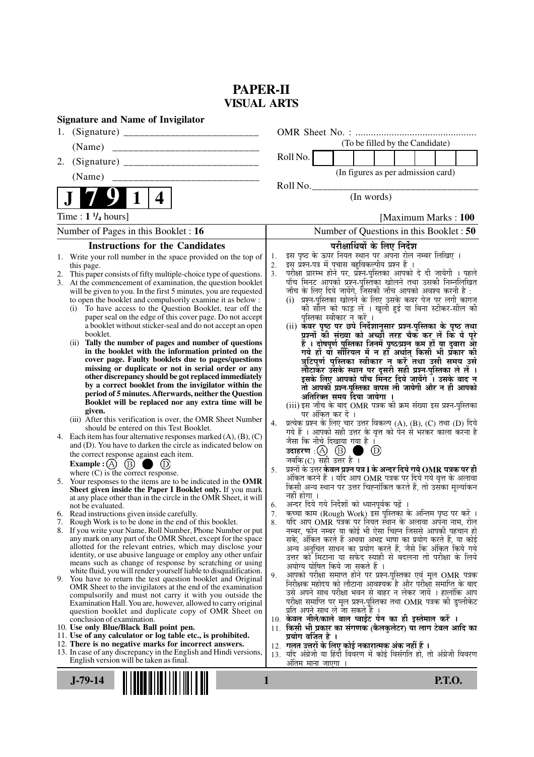# PAPER-II
## VISUAL ARTS

**Signature and Name of Invigilator**

1. (Signature) __________________________

   (Name) ____________________________

2. (Signature) __________________________

   (Name) ____________________________

OMR Sheet No. : ...............................................

(To be filled by the Candidate)

Roll No. [ ]

(In figures as per admission card)

Roll No.________________________________

(In words)

**J 7 9 1 4**

Time : **1 ¼ hours**] [Maximum Marks : **100**

Number of Pages in this Booklet : 16

Number of Questions in this Booklet : 50

### Instructions for the Candidates

1. Write your roll number in the space provided on the top of this page.
2. This paper consists of fifty multiple-choice type of questions.
3. At the commencement of examination, the question booklet will be given to you. In the first 5 minutes, you are requested to open the booklet and compulsorily examine it as below :
   (i) To have access to the Question Booklet, tear off the paper seal on the edge of this cover page. Do not accept a booklet without sticker-seal and do not accept an open booklet.
   (ii) **Tally the number of pages and number of questions in the booklet with the information printed on the cover page. Faulty booklets due to pages/questions missing or duplicate or not in serial order or any other discrepancy should be got replaced immediately by a correct booklet from the invigilator within the period of 5 minutes. Afterwards, neither the Question Booklet will be replaced nor any extra time will be given.**
   (iii) After this verification is over, the OMR Sheet Number should be entered on this Test Booklet.
4. Each item has four alternative responses marked (A), (B), (C) and (D). You have to darken the circle as indicated below on the correct response against each item.
   **Example :** (A) (B) ● (D)
   where (C) is the correct response.
5. Your responses to the items are to be indicated in the **OMR Sheet given inside the Paper I Booklet only.** If you mark at any place other than in the circle in the OMR Sheet, it will not be evaluated.
6. Read instructions given inside carefully.
7. Rough Work is to be done in the end of this booklet.
8. If you write your Name, Roll Number, Phone Number or put any mark on any part of the OMR Sheet, except for the space allotted for the relevant entries, which may disclose your identity, or use abusive language or employ any other unfair means such as change of response by scratching or using white fluid, you will render yourself liable to disqualification.
9. You have to return the test question booklet and Original OMR Sheet to the invigilators at the end of the examination compulsorily and must not carry it with you outside the Examination Hall. You are, however, allowed to carry original question booklet and duplicate copy of OMR Sheet on conclusion of examination.
10. **Use only Blue/Black Ball point pen.**
11. **Use of any calculator or log table etc., is prohibited.**
12. **There is no negative marks for incorrect answers.**
13. In case of any discrepancy in the English and Hindi versions, English version will be taken as final.

### परीक्षार्थियों के लिए निर्देश

1. इस पृष्ठ के ऊपर नियत स्थान पर अपना रोल नम्बर लिखिए ।
2. इस प्रश्न-पत्र में पचास बहुविकल्पीय प्रश्न हैं ।
3. परीक्षा प्रारम्भ होने पर, प्रश्न-पुस्तिका आपको दे दी जायेगी । पहले पाँच मिनट आपको प्रश्न-पुस्तिका खोलने तथा उसकी निम्नलिखित जाँच के लिए दिये जायेंगे, जिसकी जाँच आपको अवश्य करनी है :
   (i) प्रश्न-पुस्तिका खोलने के लिए उसके कवर पेज पर लगी कागज की सील को फाड़ लें । खुली हुई या बिना स्टीकर-सील की पुस्तिका स्वीकार न करें ।
   (ii) **कवर पृष्ठ पर छपे निर्देशानुसार प्रश्न-पुस्तिका के पृष्ठ तथा प्रश्नों की संख्या को अच्छी तरह चैक कर लें कि ये पूरे हैं । दोषपूर्ण पुस्तिका जिनमें पृष्ठ/प्रश्न कम हों या दुबारा आ गये हों या सीरियल में न हों अर्थात् किसी भी प्रकार की त्रुटिपूर्ण पुस्तिका स्वीकार न करें तथा उसी समय उसे लौटाकर उसके स्थान पर दूसरी सही प्रश्न-पुस्तिका ले लें । इसके लिए आपको पाँच मिनट दिये जायेंगे । उसके बाद न तो आपकी प्रश्न-पुस्तिका वापस ली जायेगी और न ही आपको अतिरिक्त समय दिया जायेगा ।**
   (iii) इस जाँच के बाद OMR पत्रक की क्रम संख्या इस प्रश्न-पुस्तिका पर अंकित कर दें ।
4. प्रत्येक प्रश्न के लिए चार उत्तर विकल्प (A), (B), (C) तथा (D) दिये गये हैं । आपको सही उत्तर के वृत्त को पेन से भरकर काला करना है जैसा कि नीचे दिखाया गया है ।
   **उदाहरण :** (A) (B) ● (D)
   जबकि (C) सही उत्तर है ।
5. प्रश्नों के उत्तर **केवल प्रश्न पत्र I के अन्दर दिये गये OMR पत्रक पर ही** अंकित करने हैं । यदि आप OMR पत्रक पर दिये गये वृत्त के अलावा किसी अन्य स्थान पर उत्तर चिह्नांकित करते हैं, तो उसका मूल्यांकन नहीं होगा ।
6. अन्दर दिये गये निर्देशों को ध्यानपूर्वक पढ़ें ।
7. कच्चा काम (Rough Work) इस पुस्तिका के अन्तिम पृष्ठ पर करें ।
8. यदि आप OMR पत्रक पर नियत स्थान के अलावा अपना नाम, रोल नम्बर, फोन नम्बर या कोई भी ऐसा चिह्न जिससे आपकी पहचान हो सके, अंकित करते हैं अथवा अभद्र भाषा का प्रयोग करते हैं, या कोई अन्य अनुचित साधन का प्रयोग करते हैं, जैसे कि अंकित किये गये उत्तर को मिटाना या सफेद स्याही से बदलना तो परीक्षा के लिये अयोग्य घोषित किये जा सकते हैं ।
9. आपको परीक्षा समाप्त होने पर प्रश्न-पुस्तिका एवं मूल OMR पत्रक निरीक्षक महोदय को लौटाना आवश्यक है और परीक्षा समाप्ति के बाद उसे अपने साथ परीक्षा भवन से बाहर न लेकर जायें । हालांकि आप परीक्षा समाप्ति पर मूल प्रश्न-पुस्तिका तथा OMR पत्रक की डुप्लीकेट प्रति अपने साथ ले जा सकते हैं ।
10. **केवल नीले/काले बाल प्वाईंट पेन का ही इस्तेमाल करें ।**
11. **किसी भी प्रकार का संगणक (कैलकुलेटर) या लाग टेबल आदि का प्रयोग वर्जित है ।**
12. **गलत उत्तरों के लिए कोई नकारात्मक अंक नहीं हैं ।**
13. यदि अंग्रेजी या हिंदी विवरण में कोई विसंगति हो, तो अंग्रेजी विवरण अंतिम माना जाएगा ।

J-79-14 P.T.O.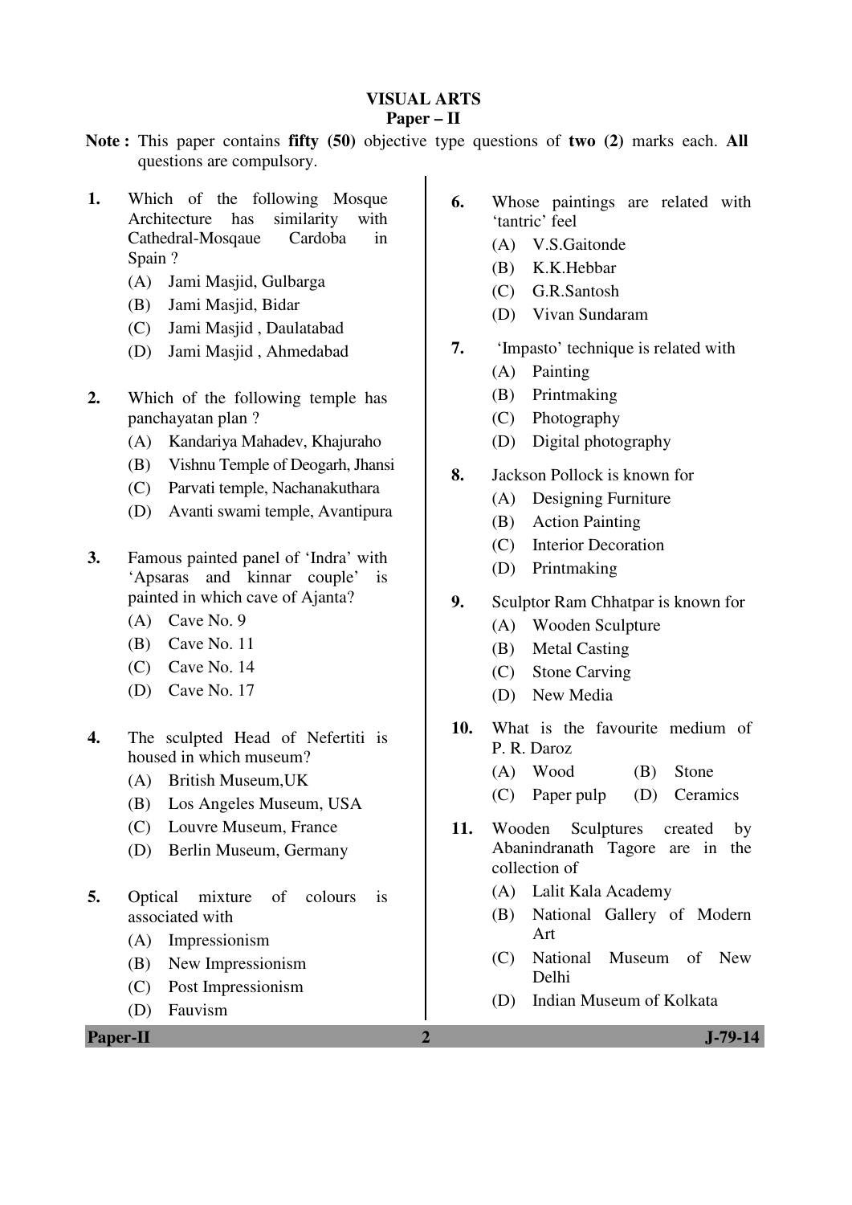# VISUAL ARTS
## Paper – II

**Note :** This paper contains **fifty (50)** objective type questions of **two (2)** marks each. **All** questions are compulsory.

**1.** Which of the following Mosque Architecture has similarity with Cathedral-Mosqaue Cardoba in Spain ?

(A) Jami Masjid, Gulbarga
(B) Jami Masjid, Bidar
(C) Jami Masjid , Daulatabad
(D) Jami Masjid , Ahmedabad

**2.** Which of the following temple has panchayatan plan ?

(A) Kandariya Mahadev, Khajuraho
(B) Vishnu Temple of Deogarh, Jhansi
(C) Parvati temple, Nachanakuthara
(D) Avanti swami temple, Avantipura

**3.** Famous painted panel of 'Indra' with 'Apsaras and kinnar couple' is painted in which cave of Ajanta?

(A) Cave No. 9
(B) Cave No. 11
(C) Cave No. 14
(D) Cave No. 17

**4.** The sculpted Head of Nefertiti is housed in which museum?

(A) British Museum,UK
(B) Los Angeles Museum, USA
(C) Louvre Museum, France
(D) Berlin Museum, Germany

**5.** Optical mixture of colours is associated with

(A) Impressionism
(B) New Impressionism
(C) Post Impressionism
(D) Fauvism

**6.** Whose paintings are related with 'tantric' feel

(A) V.S.Gaitonde
(B) K.K.Hebbar
(C) G.R.Santosh
(D) Vivan Sundaram

**7.** 'Impasto' technique is related with

(A) Painting
(B) Printmaking
(C) Photography
(D) Digital photography

**8.** Jackson Pollock is known for

(A) Designing Furniture
(B) Action Painting
(C) Interior Decoration
(D) Printmaking

**9.** Sculptor Ram Chhatpar is known for

(A) Wooden Sculpture
(B) Metal Casting
(C) Stone Carving
(D) New Media

**10.** What is the favourite medium of P. R. Daroz

(A) Wood
(B) Stone
(C) Paper pulp
(D) Ceramics

**11.** Wooden Sculptures created by Abanindranath Tagore are in the collection of

(A) Lalit Kala Academy
(B) National Gallery of Modern Art
(C) National Museum of New Delhi
(D) Indian Museum of Kolkata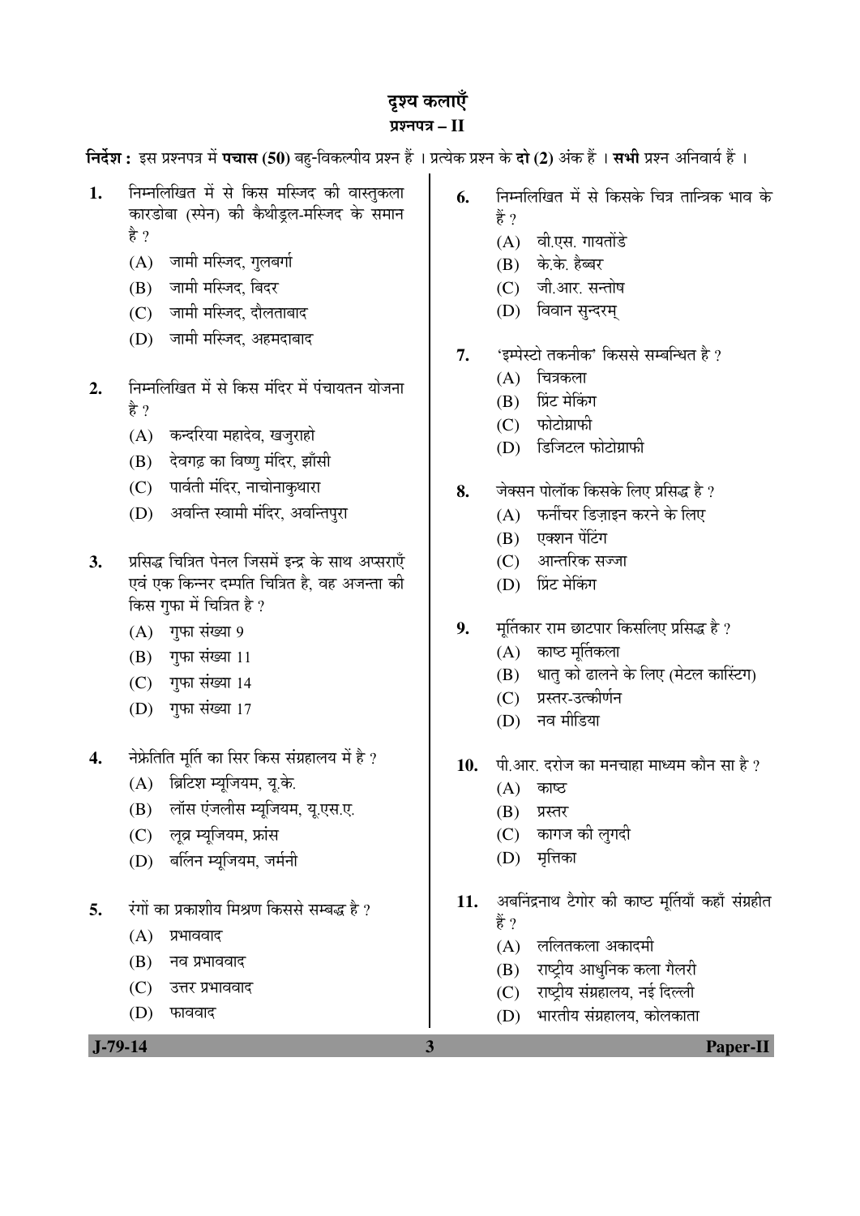# दृश्य कलाएँ

## प्रश्नपत्र – II

**निर्देश :** इस प्रश्नपत्र में **पचास (50)** बहु-विकल्पीय प्रश्न हैं । प्रत्येक प्रश्न के **दो (2)** अंक हैं । **सभी** प्रश्न अनिवार्य हैं ।

**1.** निम्नलिखित में से किस मस्जिद की वास्तुकला कारडोबा (स्पेन) की कैथीड्रल-मस्जिद के समान है ?

(A) जामी मस्जिद, गुलबर्गा
(B) जामी मस्जिद, बिदर
(C) जामी मस्जिद, दौलताबाद
(D) जामी मस्जिद, अहमदाबाद

**2.** निम्नलिखित में से किस मंदिर में पंचायतन योजना है ?

(A) कन्दरिया महादेव, खजुराहो
(B) देवगढ़ का विष्णु मंदिर, झाँसी
(C) पार्वती मंदिर, नाचोनाकुथारा
(D) अवन्ति स्वामी मंदिर, अवन्तिपुरा

**3.** प्रसिद्ध चित्रित पेनल जिसमें इन्द्र के साथ अप्सराएँ एवं एक किन्नर दम्पति चित्रित है, वह अजन्ता की किस गुफा में चित्रित है ?

(A) गुफा संख्या 9
(B) गुफा संख्या 11
(C) गुफा संख्या 14
(D) गुफा संख्या 17

**4.** नेफ्रेतिति मूर्ति का सिर किस संग्रहालय में है ?

(A) ब्रिटिश म्यूजियम, यू.के.
(B) लॉस एंजलीस म्यूजियम, यू.एस.ए.
(C) लूव्र म्यूजियम, फ्रांस
(D) बर्लिन म्यूजियम, जर्मनी

**5.** रंगों का प्रकाशीय मिश्रण किससे सम्बद्ध है ?

(A) प्रभाववाद
(B) नव प्रभाववाद
(C) उत्तर प्रभाववाद
(D) फाववाद

**6.** निम्नलिखित में से किसके चित्र तान्त्रिक भाव के हैं ?

(A) वी.एस. गायतोंडे
(B) के.के. हैब्बर
(C) जी.आर. सन्तोष
(D) विवान सुन्दरम्

**7.** 'इम्पेस्टो तकनीक' किससे सम्बन्धित है ?

(A) चित्रकला
(B) प्रिंट मेकिंग
(C) फोटोग्राफी
(D) डिजिटल फोटोग्राफी

**8.** जेक्सन पोलॉक किसके लिए प्रसिद्ध है ?

(A) फर्नीचर डिज़ाइन करने के लिए
(B) एक्शन पेंटिंग
(C) आन्तरिक सज्जा
(D) प्रिंट मेकिंग

**9.** मूर्तिकार राम छाटपार किसलिए प्रसिद्ध है ?

(A) काष्ठ मूर्तिकला
(B) धातु को ढालने के लिए (मेटल कास्टिंग)
(C) प्रस्तर-उत्कीर्णन
(D) नव मीडिया

**10.** पी.आर. दरोज का मनचाहा माध्यम कौन सा है ?

(A) काष्ठ
(B) प्रस्तर
(C) कागज की लुगदी
(D) मृत्तिका

**11.** अबनिंद्रनाथ टैगोर की काष्ठ मूर्तियाँ कहाँ संग्रहीत हैं ?

(A) ललितकला अकादमी
(B) राष्ट्रीय आधुनिक कला गैलरी
(C) राष्ट्रीय संग्रहालय, नई दिल्ली
(D) भारतीय संग्रहालय, कोलकाता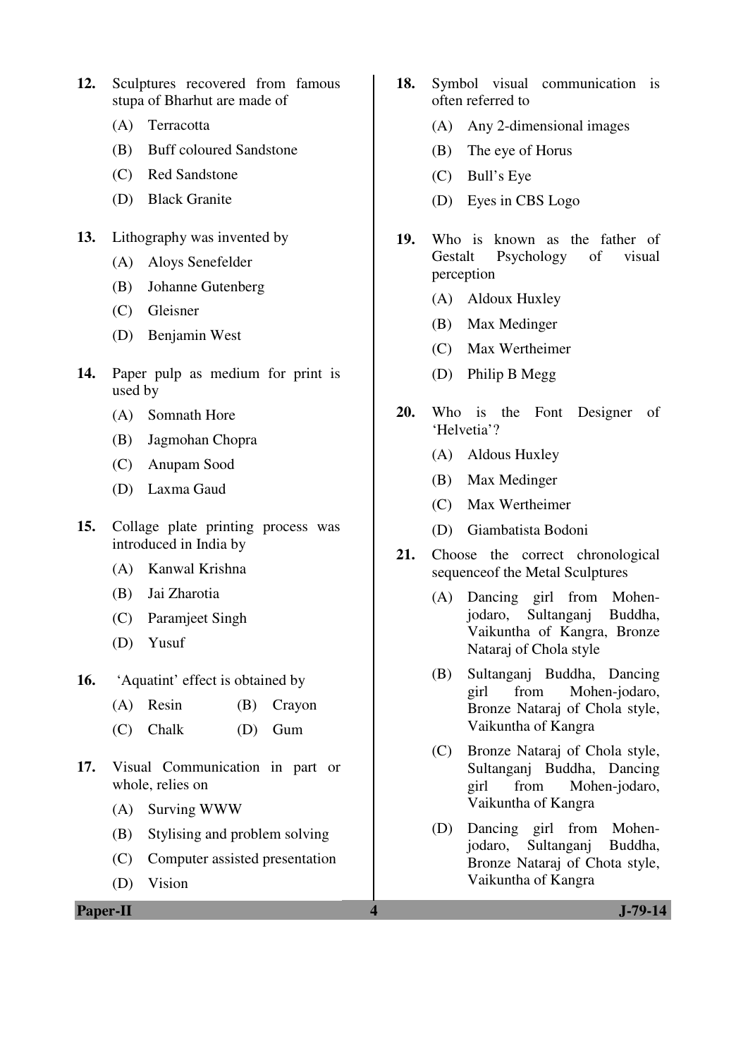12. Sculptures recovered from famous stupa of Bharhut are made of
    - (A) Terracotta
    - (B) Buff coloured Sandstone
    - (C) Red Sandstone
    - (D) Black Granite

13. Lithography was invented by
    - (A) Aloys Senefelder
    - (B) Johanne Gutenberg
    - (C) Gleisner
    - (D) Benjamin West

14. Paper pulp as medium for print is used by
    - (A) Somnath Hore
    - (B) Jagmohan Chopra
    - (C) Anupam Sood
    - (D) Laxma Gaud

15. Collage plate printing process was introduced in India by
    - (A) Kanwal Krishna
    - (B) Jai Zharotia
    - (C) Paramjeet Singh
    - (D) Yusuf

16. 'Aquatint' effect is obtained by
    - (A) Resin
    - (B) Crayon
    - (C) Chalk
    - (D) Gum

17. Visual Communication in part or whole, relies on
    - (A) Surving WWW
    - (B) Stylising and problem solving
    - (C) Computer assisted presentation
    - (D) Vision

18. Symbol visual communication is often referred to
    - (A) Any 2-dimensional images
    - (B) The eye of Horus
    - (C) Bull's Eye
    - (D) Eyes in CBS Logo

19. Who is known as the father of Gestalt Psychology of visual perception
    - (A) Aldoux Huxley
    - (B) Max Medinger
    - (C) Max Wertheimer
    - (D) Philip B Megg

20. Who is the Font Designer of 'Helvetia'?
    - (A) Aldous Huxley
    - (B) Max Medinger
    - (C) Max Wertheimer
    - (D) Giambatista Bodoni

21. Choose the correct chronological sequenceof the Metal Sculptures
    - (A) Dancing girl from Mohen-jodaro, Sultanganj Buddha, Vaikuntha of Kangra, Bronze Nataraj of Chola style
    - (B) Sultanganj Buddha, Dancing girl from Mohen-jodaro, Bronze Nataraj of Chola style, Vaikuntha of Kangra
    - (C) Bronze Nataraj of Chola style, Sultanganj Buddha, Dancing girl from Mohen-jodaro, Vaikuntha of Kangra
    - (D) Dancing girl from Mohen-jodaro, Sultanganj Buddha, Bronze Nataraj of Chota style, Vaikuntha of Kangra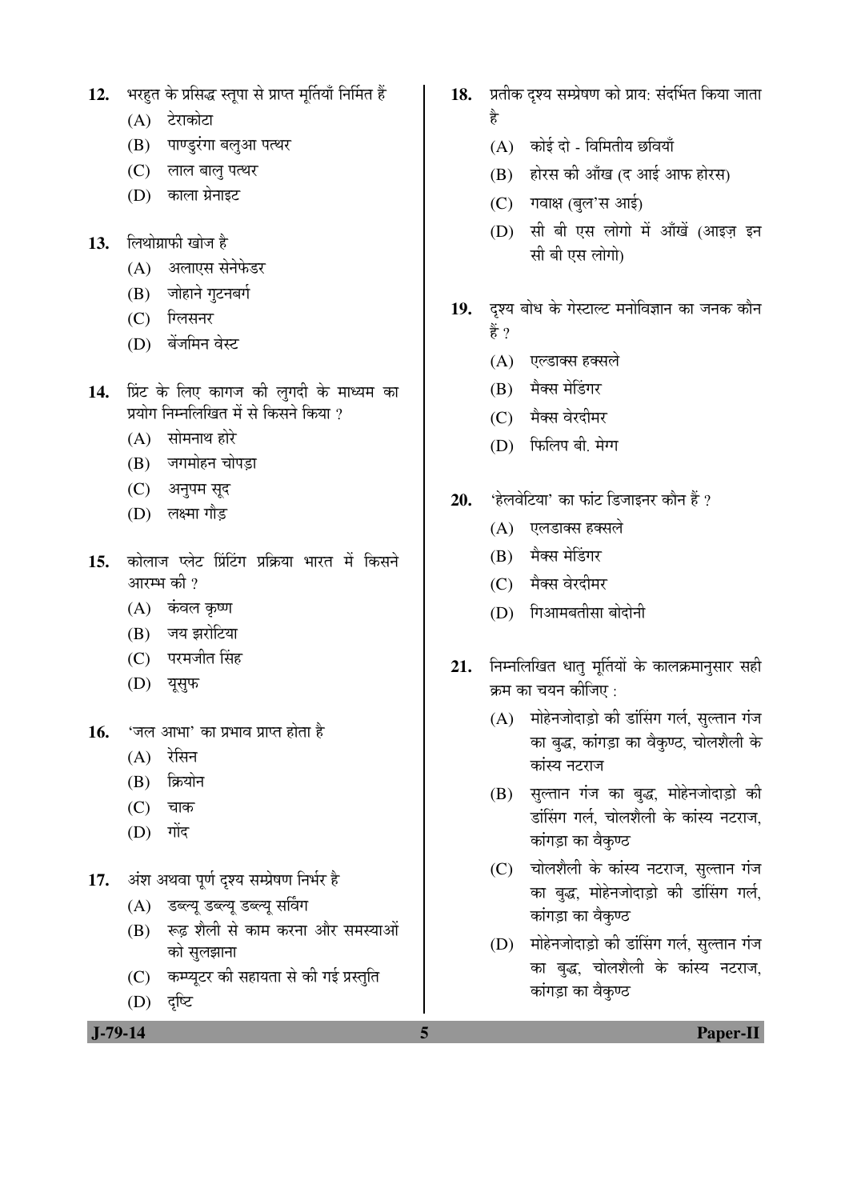12. भरहुत के प्रसिद्ध स्तूपा से प्राप्त मूर्तियाँ निर्मित हैं
   - (A) टेराकोटा
   - (B) पाण्डुरंगा बलुआ पत्थर
   - (C) लाल बालु पत्थर
   - (D) काला ग्रेनाइट

13. लिथोग्राफी खोज है
   - (A) अलाएस सेनेफेडर
   - (B) जोहाने गुटनबर्ग
   - (C) ग्लिसनर
   - (D) बेंजमिन वेस्ट

14. प्रिंट के लिए कागज की लुगदी के माध्यम का प्रयोग निम्नलिखित में से किसने किया ?
   - (A) सोमनाथ होरे
   - (B) जगमोहन चोपड़ा
   - (C) अनुपम सूद
   - (D) लक्ष्मा गौड़

15. कोलाज प्लेट प्रिंटिंग प्रक्रिया भारत में किसने आरम्भ की ?
   - (A) कंवल कृष्ण
   - (B) जय झरोटिया
   - (C) परमजीत सिंह
   - (D) यूसुफ

16. 'जल आभा' का प्रभाव प्राप्त होता है
   - (A) रेसिन
   - (B) क्रियोन
   - (C) चाक
   - (D) गोंद

17. अंश अथवा पूर्ण दृश्य सम्प्रेषण निर्भर है
   - (A) डब्ल्यू डब्ल्यू डब्ल्यू सर्विंग
   - (B) रूढ़ शैली से काम करना और समस्याओं को सुलझाना
   - (C) कम्प्यूटर की सहायता से की गई प्रस्तुति
   - (D) दृष्टि

18. प्रतीक दृश्य सम्प्रेषण को प्राय: संदर्भित किया जाता है
   - (A) कोई दो - विमितीय छवियाँ
   - (B) होरस की आँख (द आई आफ होरस)
   - (C) गवाक्ष (बुल'स आई)
   - (D) सी बी एस लोगो में आँखें (आइज़ इन सी बी एस लोगो)

19. दृश्य बोध के गेस्टाल्ट मनोविज्ञान का जनक कौन हैं ?
   - (A) एल्डाक्स हक्सले
   - (B) मैक्स मेडिंगर
   - (C) मैक्स वेरदीमर
   - (D) फिलिप बी. मेग्ग

20. 'हेलवेटिया' का फांट डिजाइनर कौन हैं ?
   - (A) एलडाक्स हक्सले
   - (B) मैक्स मेडिंगर
   - (C) मैक्स वेरदीमर
   - (D) गिआमबतीसा बोदोनी

21. निम्नलिखित धातु मूर्तियों के कालक्रमानुसार सही क्रम का चयन कीजिए :
   - (A) मोहेनजोदाड़ो की डांसिंग गर्ल, सुल्तान गंज का बुद्ध, कांगड़ा का वैकुण्ठ, चोलशैली के कांस्य नटराज
   - (B) सुल्तान गंज का बुद्ध, मोहेनजोदाड़ो की डांसिंग गर्ल, चोलशैली के कांस्य नटराज, कांगड़ा का वैकुण्ठ
   - (C) चोलशैली के कांस्य नटराज, सुल्तान गंज का बुद्ध, मोहेनजोदाड़ो की डांसिंग गर्ल, कांगड़ा का वैकुण्ठ
   - (D) मोहेनजोदाड़ो की डांसिंग गर्ल, सुल्तान गंज का बुद्ध, चोलशैली के कांस्य नटराज, कांगड़ा का वैकुण्ठ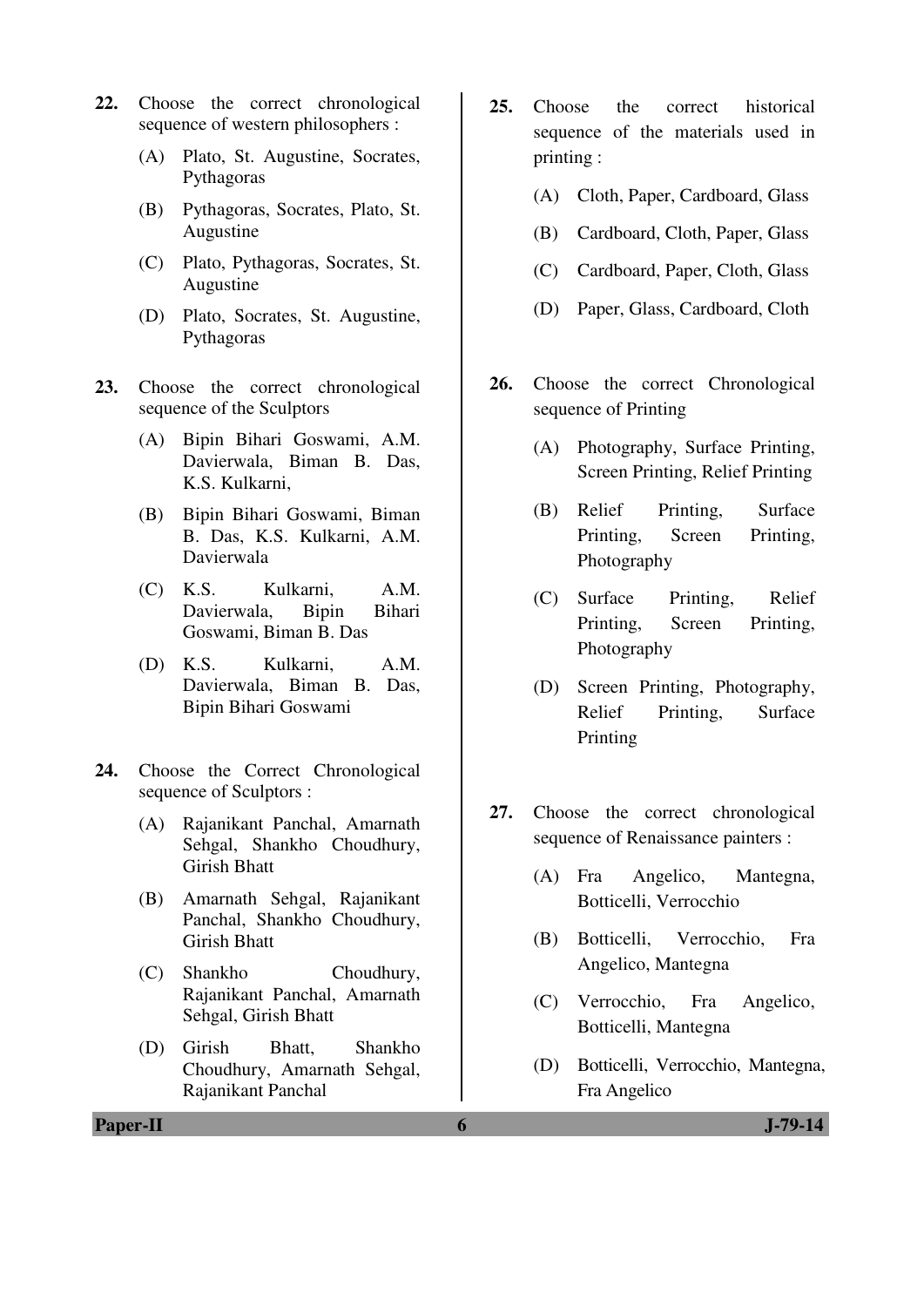22. Choose the correct chronological sequence of western philosophers :

    (A) Plato, St. Augustine, Socrates, Pythagoras
    (B) Pythagoras, Socrates, Plato, St. Augustine
    (C) Plato, Pythagoras, Socrates, St. Augustine
    (D) Plato, Socrates, St. Augustine, Pythagoras

23. Choose the correct chronological sequence of the Sculptors

    (A) Bipin Bihari Goswami, A.M. Davierwala, Biman B. Das, K.S. Kulkarni,
    (B) Bipin Bihari Goswami, Biman B. Das, K.S. Kulkarni, A.M. Davierwala
    (C) K.S. Kulkarni, A.M. Davierwala, Bipin Bihari Goswami, Biman B. Das
    (D) K.S. Kulkarni, A.M. Davierwala, Biman B. Das, Bipin Bihari Goswami

24. Choose the Correct Chronological sequence of Sculptors :

    (A) Rajanikant Panchal, Amarnath Sehgal, Shankho Choudhury, Girish Bhatt
    (B) Amarnath Sehgal, Rajanikant Panchal, Shankho Choudhury, Girish Bhatt
    (C) Shankho Choudhury, Rajanikant Panchal, Amarnath Sehgal, Girish Bhatt
    (D) Girish Bhatt, Shankho Choudhury, Amarnath Sehgal, Rajanikant Panchal

25. Choose the correct historical sequence of the materials used in printing :

    (A) Cloth, Paper, Cardboard, Glass
    (B) Cardboard, Cloth, Paper, Glass
    (C) Cardboard, Paper, Cloth, Glass
    (D) Paper, Glass, Cardboard, Cloth

26. Choose the correct Chronological sequence of Printing

    (A) Photography, Surface Printing, Screen Printing, Relief Printing
    (B) Relief Printing, Surface Printing, Screen Printing, Photography
    (C) Surface Printing, Relief Printing, Screen Printing, Photography
    (D) Screen Printing, Photography, Relief Printing, Surface Printing

27. Choose the correct chronological sequence of Renaissance painters :

    (A) Fra Angelico, Mantegna, Botticelli, Verrocchio
    (B) Botticelli, Verrocchio, Fra Angelico, Mantegna
    (C) Verrocchio, Fra Angelico, Botticelli, Mantegna
    (D) Botticelli, Verrocchio, Mantegna, Fra Angelico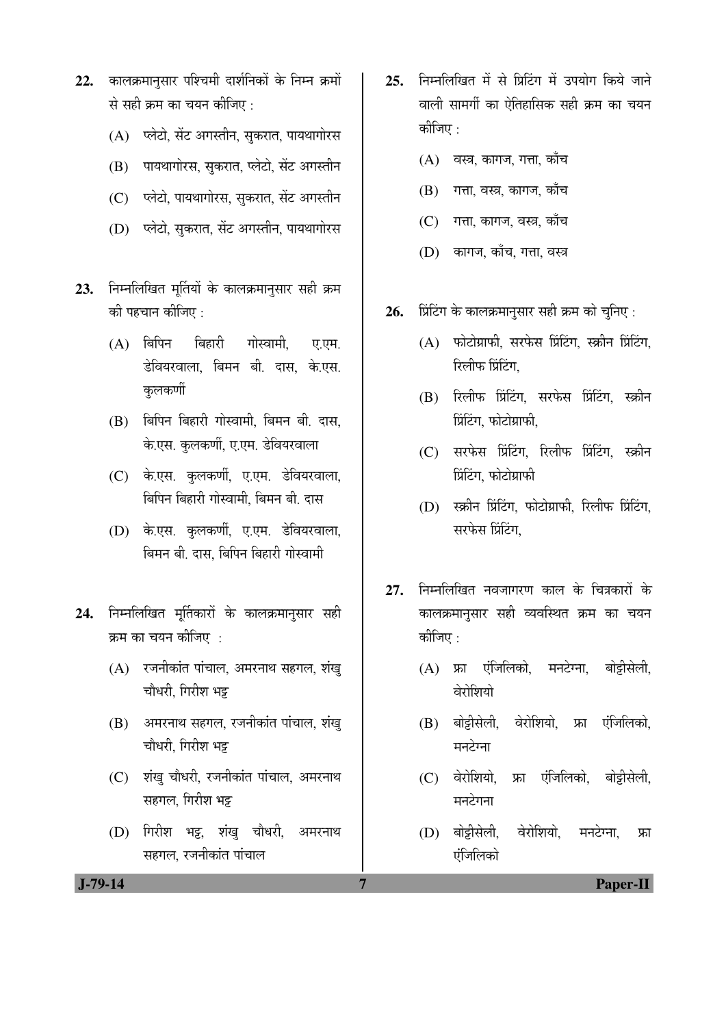22. कालक्रमानुसार पश्चिमी दार्शनिकों के निम्न क्रमों से सही क्रम का चयन कीजिए :

    (A) प्लेटो, सेंट अगस्तीन, सुकरात, पायथागोरस

    (B) पायथागोरस, सुकरात, प्लेटो, सेंट अगस्तीन

    (C) प्लेटो, पायथागोरस, सुकरात, सेंट अगस्तीन

    (D) प्लेटो, सुकरात, सेंट अगस्तीन, पायथागोरस

23. निम्नलिखित मूर्तियों के कालक्रमानुसार सही क्रम की पहचान कीजिए :

    (A) बिपिन बिहारी गोस्वामी, ए.एम. डेवियरवाला, बिमन बी. दास, के.एस. कुलकर्णी

    (B) बिपिन बिहारी गोस्वामी, बिमन बी. दास, के.एस. कुलकर्णी, ए.एम. डेवियरवाला

    (C) के.एस. कुलकर्णी, ए.एम. डेवियरवाला, बिपिन बिहारी गोस्वामी, बिमन बी. दास

    (D) के.एस. कुलकर्णी, ए.एम. डेवियरवाला, बिमन बी. दास, बिपिन बिहारी गोस्वामी

24. निम्नलिखित मूर्तिकारों के कालक्रमानुसार सही क्रम का चयन कीजिए :

    (A) रजनीकांत पांचाल, अमरनाथ सहगल, शंखु चौधरी, गिरीश भट्ट

    (B) अमरनाथ सहगल, रजनीकांत पांचाल, शंखु चौधरी, गिरीश भट्ट

    (C) शंखु चौधरी, रजनीकांत पांचाल, अमरनाथ सहगल, गिरीश भट्ट

    (D) गिरीश भट्ट, शंखु चौधरी, अमरनाथ सहगल, रजनीकांत पांचाल

25. निम्नलिखित में से प्रिंटिंग में उपयोग किये जाने वाली सामग्री का ऐतिहासिक सही क्रम का चयन कीजिए :

    (A) वस्त्र, कागज, गत्ता, काँच

    (B) गत्ता, वस्त्र, कागज, काँच

    (C) गत्ता, कागज, वस्त्र, काँच

    (D) कागज, काँच, गत्ता, वस्त्र

26. प्रिंटिंग के कालक्रमानुसार सही क्रम को चुनिए :

    (A) फोटोग्राफी, सरफेस प्रिंटिंग, स्क्रीन प्रिंटिंग, रिलीफ प्रिंटिंग,

    (B) रिलीफ प्रिंटिंग, सरफेस प्रिंटिंग, स्क्रीन प्रिंटिंग, फोटोग्राफी,

    (C) सरफेस प्रिंटिंग, रिलीफ प्रिंटिंग, स्क्रीन प्रिंटिंग, फोटोग्राफी

    (D) स्क्रीन प्रिंटिंग, फोटोग्राफी, रिलीफ प्रिंटिंग, सरफेस प्रिंटिंग,

27. निम्नलिखित नवजागरण काल के चित्रकारों के कालक्रमानुसार सही व्यवस्थित क्रम का चयन कीजिए :

    (A) फ्रा एंजिलिको, मनटेग्ना, बोट्टीसेली, वेरोशियो

    (B) बोट्टीसेली, वेरोशियो, फ्रा एंजिलिको, मनटेग्ना

    (C) वेरोशियो, फ्रा एंजिलिको, बोट्टीसेली, मनटेगना

    (D) बोट्टीसेली, वेरोशियो, मनटेग्ना, फ्रा एंजिलिको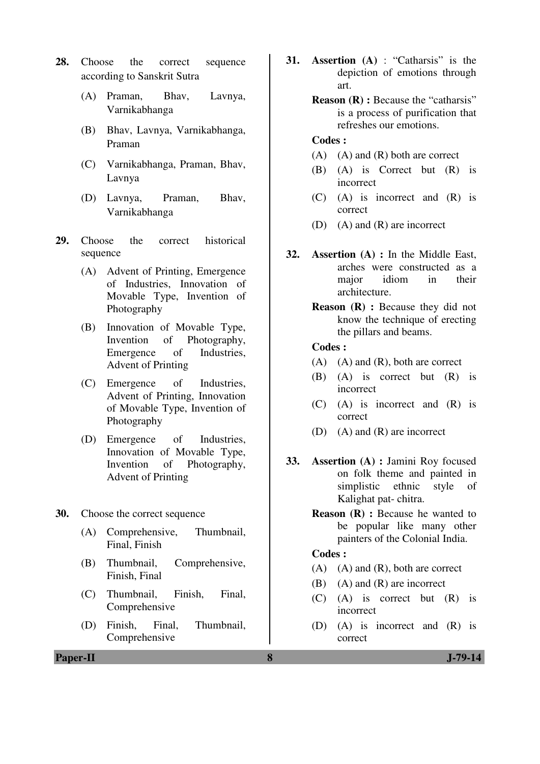28. Choose the correct sequence according to Sanskrit Sutra

    (A) Praman, Bhav, Lavnya, Varnikabhanga

    (B) Bhav, Lavnya, Varnikabhanga, Praman

    (C) Varnikabhanga, Praman, Bhav, Lavnya

    (D) Lavnya, Praman, Bhav, Varnikabhanga

29. Choose the correct historical sequence

    (A) Advent of Printing, Emergence of Industries, Innovation of Movable Type, Invention of Photography

    (B) Innovation of Movable Type, Invention of Photography, Emergence of Industries, Advent of Printing

    (C) Emergence of Industries, Advent of Printing, Innovation of Movable Type, Invention of Photography

    (D) Emergence of Industries, Innovation of Movable Type, Invention of Photography, Advent of Printing

30. Choose the correct sequence

    (A) Comprehensive, Thumbnail, Final, Finish

    (B) Thumbnail, Comprehensive, Finish, Final

    (C) Thumbnail, Finish, Final, Comprehensive

    (D) Finish, Final, Thumbnail, Comprehensive

31. **Assertion (A)** : "Catharsis" is the depiction of emotions through art.

    **Reason (R) :** Because the "catharsis" is a process of purification that refreshes our emotions.

    **Codes :**

    (A) (A) and (R) both are correct

    (B) (A) is Correct but (R) is incorrect

    (C) (A) is incorrect and (R) is correct

    (D) (A) and (R) are incorrect

32. **Assertion (A) :** In the Middle East, arches were constructed as a major idiom in their architecture.

    **Reason (R) :** Because they did not know the technique of erecting the pillars and beams.

    **Codes :**

    (A) (A) and (R), both are correct

    (B) (A) is correct but (R) is incorrect

    (C) (A) is incorrect and (R) is correct

    (D) (A) and (R) are incorrect

33. **Assertion (A) :** Jamini Roy focused on folk theme and painted in simplistic ethnic style of Kalighat pat- chitra.

    **Reason (R) :** Because he wanted to be popular like many other painters of the Colonial India.

    **Codes :**

    (A) (A) and (R), both are correct

    (B) (A) and (R) are incorrect

    (C) (A) is correct but (R) is incorrect

    (D) (A) is incorrect and (R) is correct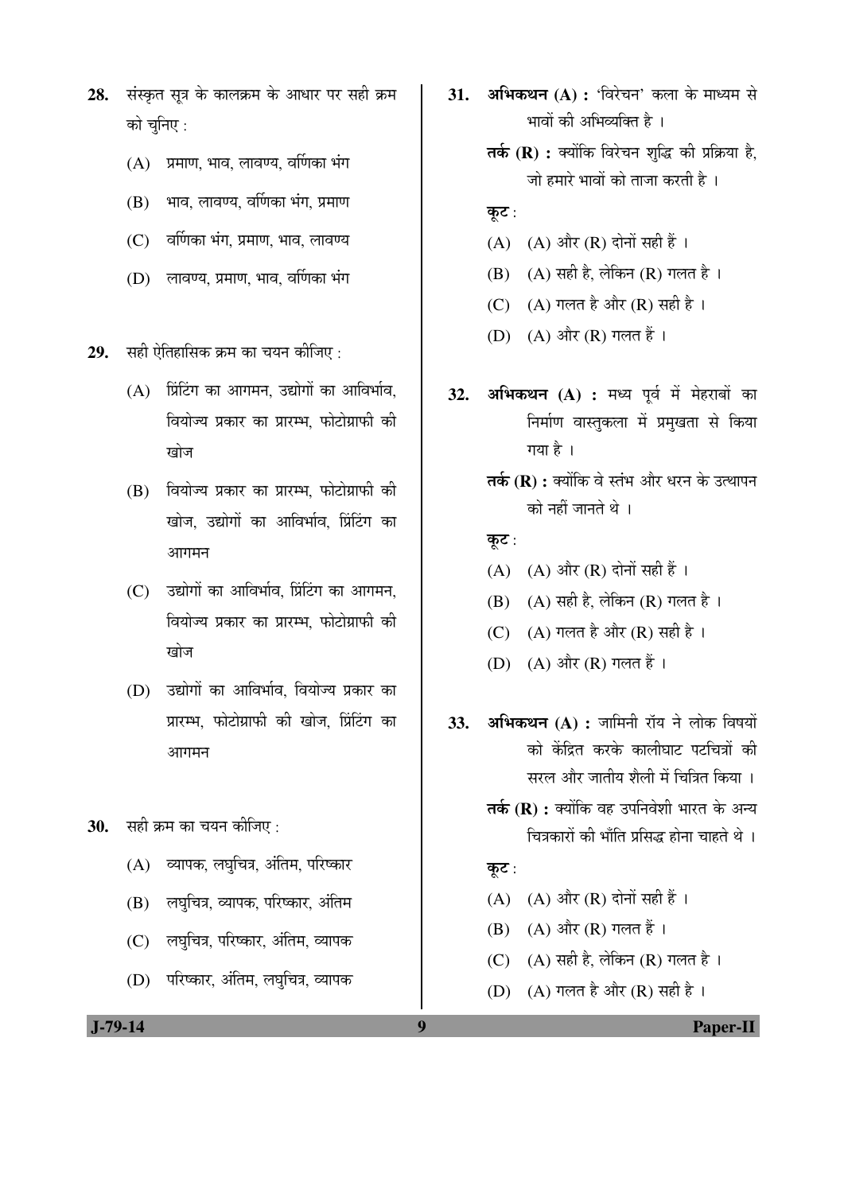28. संस्कृत सूत्र के कालक्रम के आधार पर सही क्रम को चुनिए :

    (A) प्रमाण, भाव, लावण्य, वर्णिका भंग

    (B) भाव, लावण्य, वर्णिका भंग, प्रमाण

    (C) वर्णिका भंग, प्रमाण, भाव, लावण्य

    (D) लावण्य, प्रमाण, भाव, वर्णिका भंग

29. सही ऐतिहासिक क्रम का चयन कीजिए :

    (A) प्रिंटिंग का आगमन, उद्योगों का आविर्भाव, वियोज्य प्रकार का प्रारम्भ, फोटोग्राफी की खोज

    (B) वियोज्य प्रकार का प्रारम्भ, फोटोग्राफी की खोज, उद्योगों का आविर्भाव, प्रिंटिंग का आगमन

    (C) उद्योगों का आविर्भाव, प्रिंटिंग का आगमन, वियोज्य प्रकार का प्रारम्भ, फोटोग्राफी की खोज

    (D) उद्योगों का आविर्भाव, वियोज्य प्रकार का प्रारम्भ, फोटोग्राफी की खोज, प्रिंटिंग का आगमन

30. सही क्रम का चयन कीजिए :

    (A) व्यापक, लघुचित्र, अंतिम, परिष्कार

    (B) लघुचित्र, व्यापक, परिष्कार, अंतिम

    (C) लघुचित्र, परिष्कार, अंतिम, व्यापक

    (D) परिष्कार, अंतिम, लघुचित्र, व्यापक

31. **अभिकथन (A) :** 'विरेचन' कला के माध्यम से भावों की अभिव्यक्ति है ।

    **तर्क (R) :** क्योंकि विरेचन शुद्धि की प्रक्रिया है, जो हमारे भावों को ताजा करती है ।

    **कूट :**

    (A) (A) और (R) दोनों सही हैं ।

    (B) (A) सही है, लेकिन (R) गलत है ।

    (C) (A) गलत है और (R) सही है ।

    (D) (A) और (R) गलत हैं ।

32. **अभिकथन (A) :** मध्य पूर्व में मेहराबों का निर्माण वास्तुकला में प्रमुखता से किया गया है ।

    **तर्क (R) :** क्योंकि वे स्तंभ और धरन के उत्थापन को नहीं जानते थे ।

    **कूट :**

    (A) (A) और (R) दोनों सही हैं ।

    (B) (A) सही है, लेकिन (R) गलत है ।

    (C) (A) गलत है और (R) सही है ।

    (D) (A) और (R) गलत हैं ।

33. **अभिकथन (A) :** जामिनी रॉय ने लोक विषयों को केंद्रित करके कालीघाट पटचित्रों की सरल और जातीय शैली में चित्रित किया ।

    **तर्क (R) :** क्योंकि वह उपनिवेशी भारत के अन्य चित्रकारों की भाँति प्रसिद्ध होना चाहते थे ।

    **कूट :**

    (A) (A) और (R) दोनों सही हैं ।

    (B) (A) और (R) गलत हैं ।

    (C) (A) सही है, लेकिन (R) गलत है ।

    (D) (A) गलत है और (R) सही है ।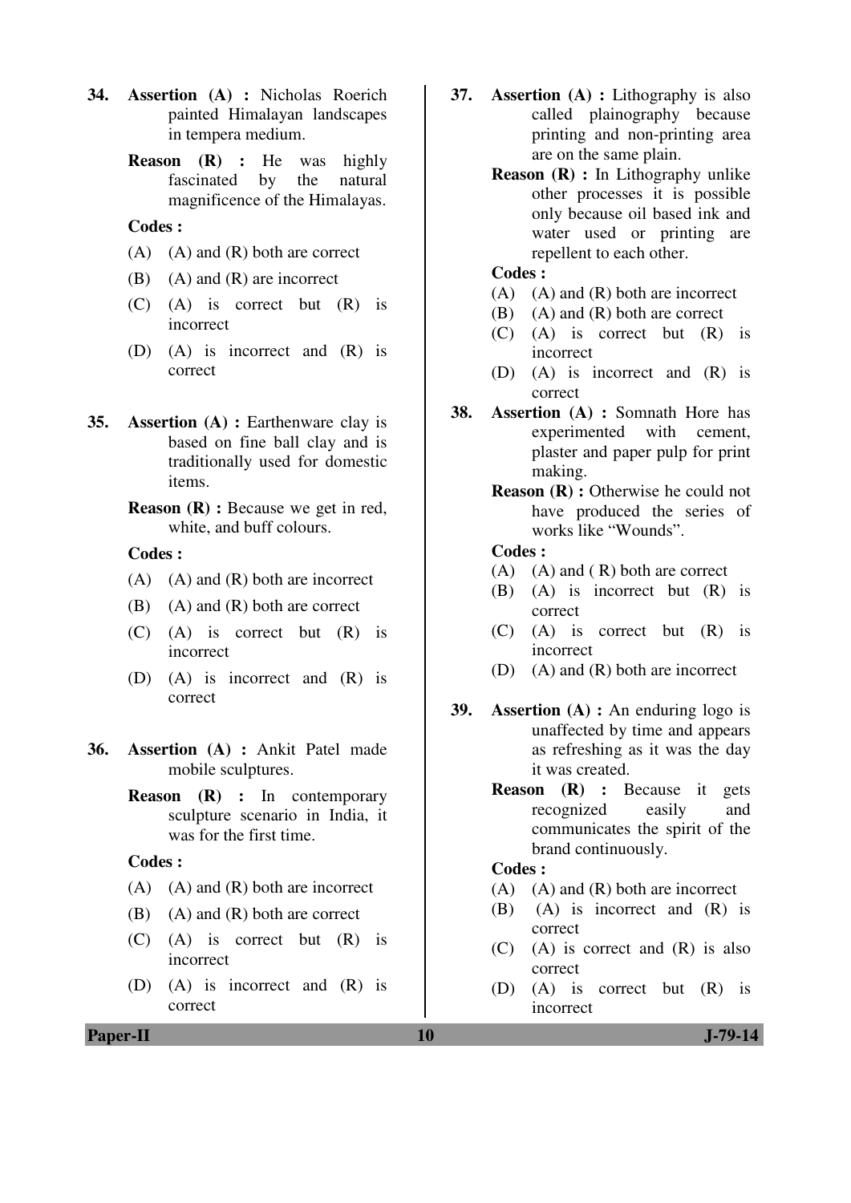34. **Assertion (A) :** Nicholas Roerich painted Himalayan landscapes in tempera medium.

    **Reason (R) :** He was highly fascinated by the natural magnificence of the Himalayas.

    **Codes :**

    (A) (A) and (R) both are correct

    (B) (A) and (R) are incorrect

    (C) (A) is correct but (R) is incorrect

    (D) (A) is incorrect and (R) is correct

35. **Assertion (A) :** Earthenware clay is based on fine ball clay and is traditionally used for domestic items.

    **Reason (R) :** Because we get in red, white, and buff colours.

    **Codes :**

    (A) (A) and (R) both are incorrect

    (B) (A) and (R) both are correct

    (C) (A) is correct but (R) is incorrect

    (D) (A) is incorrect and (R) is correct

36. **Assertion (A) :** Ankit Patel made mobile sculptures.

    **Reason (R) :** In contemporary sculpture scenario in India, it was for the first time.

    **Codes :**

    (A) (A) and (R) both are incorrect

    (B) (A) and (R) both are correct

    (C) (A) is correct but (R) is incorrect

    (D) (A) is incorrect and (R) is correct

37. **Assertion (A) :** Lithography is also called plainography because printing and non-printing area are on the same plain.

    **Reason (R) :** In Lithography unlike other processes it is possible only because oil based ink and water used or printing are repellent to each other.

    **Codes :**

    (A) (A) and (R) both are incorrect

    (B) (A) and (R) both are correct

    (C) (A) is correct but (R) is incorrect

    (D) (A) is incorrect and (R) is correct

38. **Assertion (A) :** Somnath Hore has experimented with cement, plaster and paper pulp for print making.

    **Reason (R) :** Otherwise he could not have produced the series of works like "Wounds".

    **Codes :**

    (A) (A) and ( R) both are correct

    (B) (A) is incorrect but (R) is correct

    (C) (A) is correct but (R) is incorrect

    (D) (A) and (R) both are incorrect

39. **Assertion (A) :** An enduring logo is unaffected by time and appears as refreshing as it was the day it was created.

    **Reason (R) :** Because it gets recognized easily and communicates the spirit of the brand continuously.

    **Codes :**

    (A) (A) and (R) both are incorrect

    (B) (A) is incorrect and (R) is correct

    (C) (A) is correct and (R) is also correct

    (D) (A) is correct but (R) is incorrect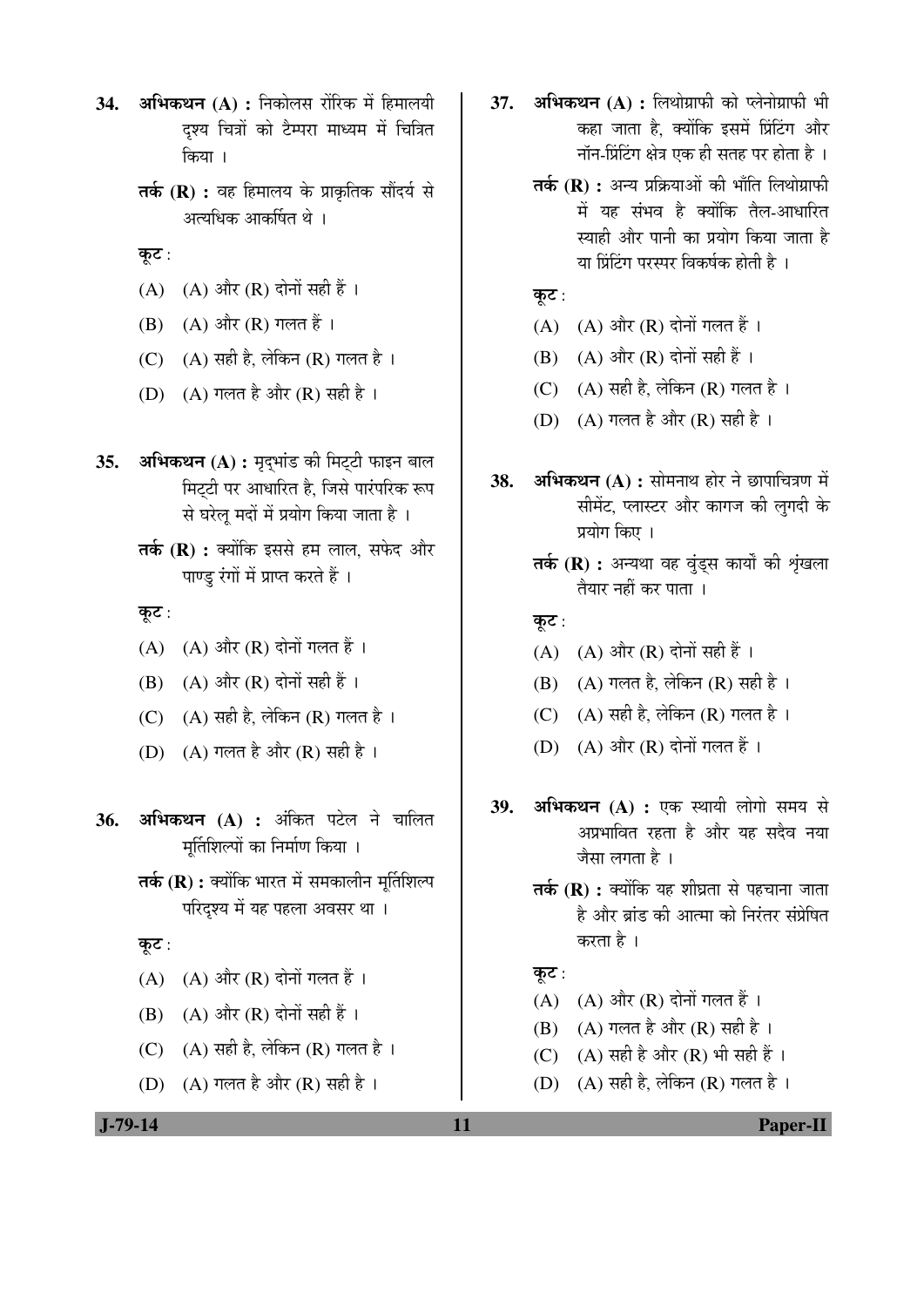**34.** **अभिकथन (A) :** निकोलस रोंरिक में हिमालयी दृश्य चित्रों को टैम्परा माध्यम में चित्रित किया ।

**तर्क (R) :** वह हिमालय के प्राकृतिक सौंदर्य से अत्यधिक आकर्षित थे ।

**कूट :**

(A) (A) और (R) दोनों सही हैं ।

(B) (A) और (R) गलत हैं ।

(C) (A) सही है, लेकिन (R) गलत है ।

(D) (A) गलत है और (R) सही है ।

**35.** **अभिकथन (A) :** मृद्भांड की मिट्टी फाइन बाल मिट्टी पर आधारित है, जिसे पारंपरिक रूप से घरेलू मदों में प्रयोग किया जाता है ।

**तर्क (R) :** क्योंकि इससे हम लाल, सफेद और पाण्डु रंगों में प्राप्त करते हैं ।

**कूट :**

(A) (A) और (R) दोनों गलत हैं ।

(B) (A) और (R) दोनों सही हैं ।

(C) (A) सही है, लेकिन (R) गलत है ।

(D) (A) गलत है और (R) सही है ।

**36.** **अभिकथन (A) :** अंकित पटेल ने चालित मूर्तिशिल्पों का निर्माण किया ।

**तर्क (R) :** क्योंकि भारत में समकालीन मूर्तिशिल्प परिदृश्य में यह पहला अवसर था ।

**कूट :**

(A) (A) और (R) दोनों गलत हैं ।

(B) (A) और (R) दोनों सही हैं ।

(C) (A) सही है, लेकिन (R) गलत है ।

(D) (A) गलत है और (R) सही है ।

**37.** **अभिकथन (A) :** लिथोग्राफी को प्लेनोग्राफी भी कहा जाता है, क्योंकि इसमें प्रिंटिंग और नॉन-प्रिंटिंग क्षेत्र एक ही सतह पर होता है ।

**तर्क (R) :** अन्य प्रक्रियाओं की भाँति लिथोग्राफी में यह संभव है क्योंकि तैल-आधारित स्याही और पानी का प्रयोग किया जाता है या प्रिंटिंग परस्पर विकर्षक होती है ।

**कूट :**

(A) (A) और (R) दोनों गलत हैं ।

(B) (A) और (R) दोनों सही हैं ।

(C) (A) सही है, लेकिन (R) गलत है ।

(D) (A) गलत है और (R) सही है ।

**38.** **अभिकथन (A) :** सोमनाथ होर ने छापाचित्रण में सीमेंट, प्लास्टर और कागज की लुगदी के प्रयोग किए ।

**तर्क (R) :** अन्यथा वह वुंड्स कार्यों की शृंखला तैयार नहीं कर पाता ।

**कूट :**

(A) (A) और (R) दोनों सही हैं ।

(B) (A) गलत है, लेकिन (R) सही है ।

(C) (A) सही है, लेकिन (R) गलत है ।

(D) (A) और (R) दोनों गलत हैं ।

**39.** **अभिकथन (A) :** एक स्थायी लोगो समय से अप्रभावित रहता है और यह सदैव नया जैसा लगता है ।

**तर्क (R) :** क्योंकि यह शीघ्रता से पहचाना जाता है और ब्रांड की आत्मा को निरंतर संप्रेषित करता है ।

**कूट :**

(A) (A) और (R) दोनों गलत हैं ।

(B) (A) गलत है और (R) सही है ।

(C) (A) सही है और (R) भी सही हैं ।

(D) (A) सही है, लेकिन (R) गलत है ।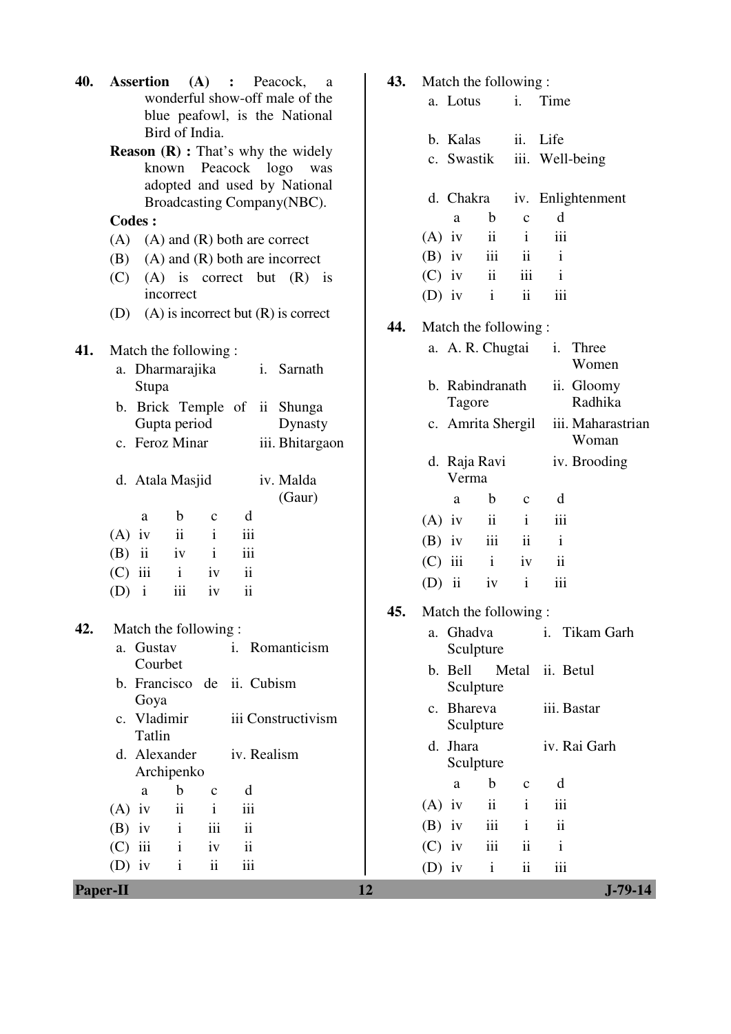**40.** **Assertion (A) :** Peacock, a wonderful show-off male of the blue peafowl, is the National Bird of India.

**Reason (R) :** That's why the widely known Peacock logo was adopted and used by National Broadcasting Company(NBC).

**Codes :**

(A) (A) and (R) both are correct

(B) (A) and (R) both are incorrect

(C) (A) is correct but (R) is incorrect

(D) (A) is incorrect but (R) is correct

**41.** Match the following :

| | | | |
|---|---|---|---|
| a. | Dharmarajika Stupa | i. | Sarnath |
| b. | Brick Temple of Gupta period | ii | Shunga Dynasty |
| c. | Feroz Minar | iii. | Bhitargaon |
| d. | Atala Masjid | iv. | Malda (Gaur) |

| | a | b | c | d |
|---|---|---|---|---|
| (A) | iv | ii | i | iii |
| (B) | ii | iv | i | iii |
| (C) | iii | i | iv | ii |
| (D) | i | iii | iv | ii |

**42.** Match the following :

| | | | |
|---|---|---|---|
| a. | Gustav Courbet | i. | Romanticism |
| b. | Francisco de Goya | ii. | Cubism |
| c. | Vladimir Tatlin | iii | Constructivism |
| d. | Alexander Archipenko | iv. | Realism |

| | a | b | c | d |
|---|---|---|---|---|
| (A) | iv | ii | i | iii |
| (B) | iv | i | iii | ii |
| (C) | iii | i | iv | ii |
| (D) | iv | i | ii | iii |

**43.** Match the following :

| | | | |
|---|---|---|---|
| a. | Lotus | i. | Time |
| b. | Kalas | ii. | Life |
| c. | Swastik | iii. | Well-being |
| d. | Chakra | iv. | Enlightenment |

| | a | b | c | d |
|---|---|---|---|---|
| (A) | iv | ii | i | iii |
| (B) | iv | iii | ii | i |
| (C) | iv | ii | iii | i |
| (D) | iv | i | ii | iii |

**44.** Match the following :

| | | | |
|---|---|---|---|
| a. | A. R. Chugtai | i. | Three Women |
| b. | Rabindranath Tagore | ii. | Gloomy Radhika |
| c. | Amrita Shergil | iii. | Maharastrian Woman |
| d. | Raja Ravi Verma | iv. | Brooding |

| | a | b | c | d |
|---|---|---|---|---|
| (A) | iv | ii | i | iii |
| (B) | iv | iii | ii | i |
| (C) | iii | i | iv | ii |
| (D) | ii | iv | i | iii |

**45.** Match the following :

| | | | |
|---|---|---|---|
| a. | Ghadva Sculpture | i. | Tikam Garh |
| b. | Bell Metal Sculpture | ii. | Betul |
| c. | Bhareva Sculpture | iii. | Bastar |
| d. | Jhara Sculpture | iv. | Rai Garh |

| | a | b | c | d |
|---|---|---|---|---|
| (A) | iv | ii | i | iii |
| (B) | iv | iii | i | ii |
| (C) | iv | iii | ii | i |
| (D) | iv | i | ii | iii |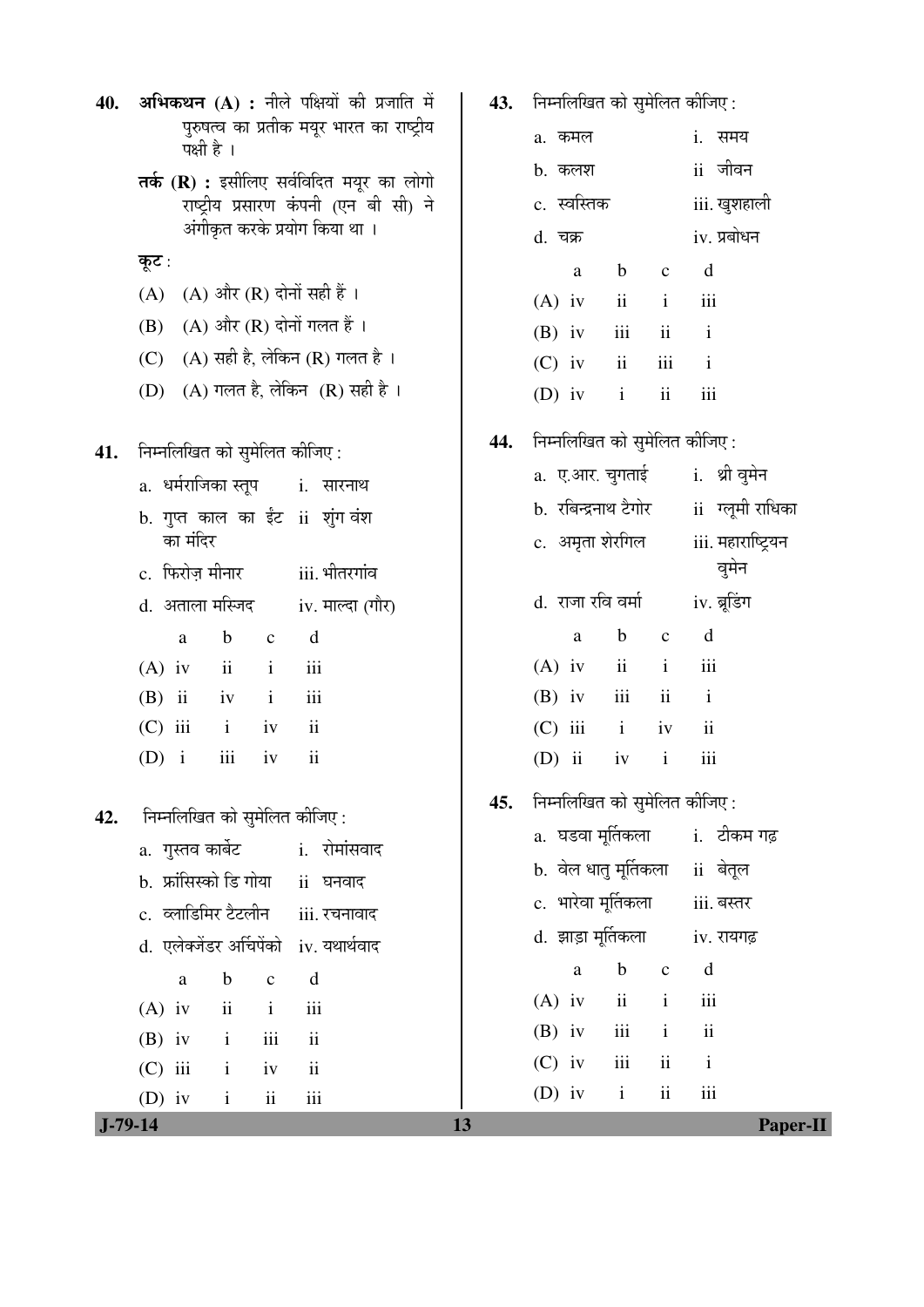**40.** **अभिकथन (A) :** नीले पक्षियों की प्रजाति में पुरुषत्व का प्रतीक मयूर भारत का राष्ट्रीय पक्षी है ।

**तर्क (R) :** इसीलिए सर्वविदित मयूर का लोगो राष्ट्रीय प्रसारण कंपनी (एन बी सी) ने अंगीकृत करके प्रयोग किया था ।

**कूट :**

(A) (A) और (R) दोनों सही हैं ।

(B) (A) और (R) दोनों गलत हैं ।

(C) (A) सही है, लेकिन (R) गलत है ।

(D) (A) गलत है, लेकिन (R) सही है ।

**41.** निम्नलिखित को सुमेलित कीजिए :

a. धर्मराजिका स्तूप — i. सारनाथ

b. गुप्त काल का ईंट का मंदिर — ii. शुंग वंश

c. फिरोज़ मीनार — iii. भीतरगांव

d. अताला मस्जिद — iv. माल्दा (गौर)

| | a | b | c | d |
|---|---|---|---|---|
| (A) | iv | ii | i | iii |
| (B) | ii | iv | i | iii |
| (C) | iii | i | iv | ii |
| (D) | i | iii | iv | ii |

**42.** निम्नलिखित को सुमेलित कीजिए :

a. गुस्तव कार्बेट — i. रोमांसवाद

b. फ्रांसिस्को डि गोया — ii. घनवाद

c. व्लाडिमिर टैटलीन — iii. रचनावाद

d. एलेक्जेंडर अर्चिपेंको — iv. यथार्थवाद

| | a | b | c | d |
|---|---|---|---|---|
| (A) | iv | ii | i | iii |
| (B) | iv | i | iii | ii |
| (C) | iii | i | iv | ii |
| (D) | iv | i | ii | iii |

**43.** निम्नलिखित को सुमेलित कीजिए :

a. कमल — i. समय

b. कलश — ii. जीवन

c. स्वस्तिक — iii. खुशहाली

d. चक्र — iv. प्रबोधन

| | a | b | c | d |
|---|---|---|---|---|
| (A) | iv | ii | i | iii |
| (B) | iv | iii | ii | i |
| (C) | iv | ii | iii | i |
| (D) | iv | i | ii | iii |

**44.** निम्नलिखित को सुमेलित कीजिए :

a. ए.आर. चुगताई — i. थ्री वुमेन

b. रबिन्द्रनाथ टैगोर — ii. ग्लूमी राधिका

c. अमृता शेरगिल — iii. महाराष्ट्रियन वुमेन

d. राजा रवि वर्मा — iv. ब्रूडिंग

| | a | b | c | d |
|---|---|---|---|---|
| (A) | iv | ii | i | iii |
| (B) | iv | iii | ii | i |
| (C) | iii | i | iv | ii |
| (D) | ii | iv | i | iii |

**45.** निम्नलिखित को सुमेलित कीजिए :

a. घडवा मूर्तिकला — i. टीकम गढ़

b. वेल धातु मूर्तिकला — ii. बेतूल

c. भारेवा मूर्तिकला — iii. बस्तर

d. झाड़ा मूर्तिकला — iv. रायगढ़

| | a | b | c | d |
|---|---|---|---|---|
| (A) | iv | ii | i | iii |
| (B) | iv | iii | i | ii |
| (C) | iv | iii | ii | i |
| (D) | iv | i | ii | iii |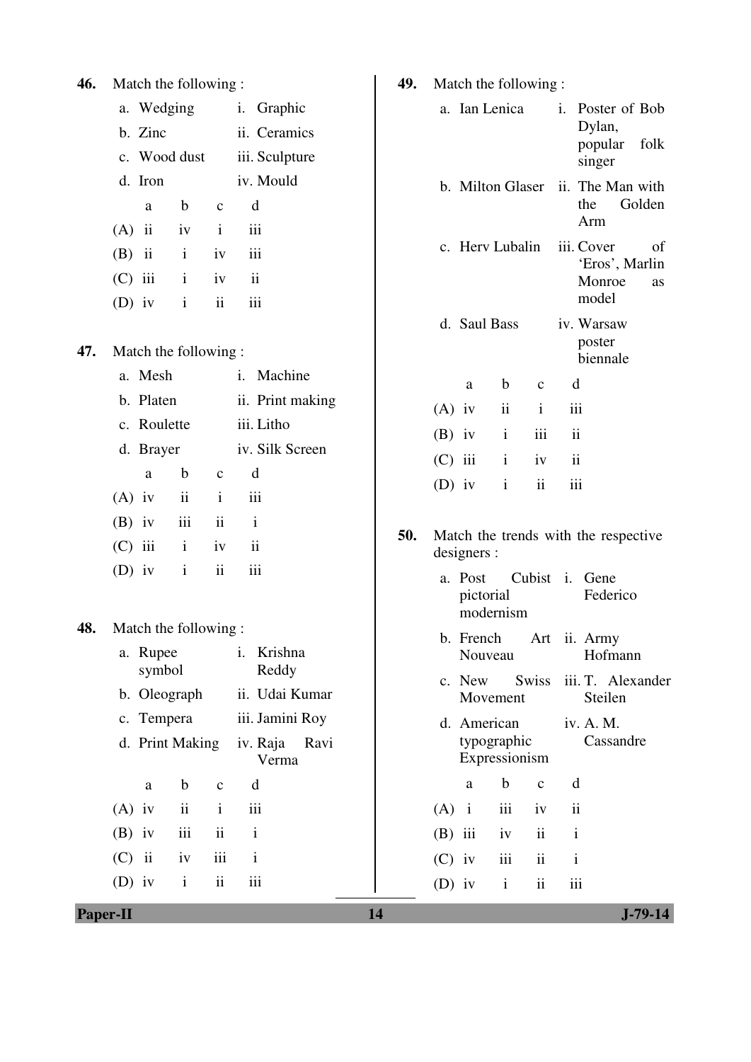**46.** Match the following :

a. Wedging &nbsp;&nbsp;&nbsp;&nbsp; i. Graphic

b. Zinc &nbsp;&nbsp;&nbsp;&nbsp; ii. Ceramics

c. Wood dust &nbsp;&nbsp;&nbsp;&nbsp; iii. Sculpture

d. Iron &nbsp;&nbsp;&nbsp;&nbsp; iv. Mould

| | a | b | c | d |
|---|---|---|---|---|
| (A) | ii | iv | i | iii |
| (B) | ii | i | iv | iii |
| (C) | iii | i | iv | ii |
| (D) | iv | i | ii | iii |

**47.** Match the following :

a. Mesh &nbsp;&nbsp;&nbsp;&nbsp; i. Machine

b. Platen &nbsp;&nbsp;&nbsp;&nbsp; ii. Print making

c. Roulette &nbsp;&nbsp;&nbsp;&nbsp; iii. Litho

d. Brayer &nbsp;&nbsp;&nbsp;&nbsp; iv. Silk Screen

| | a | b | c | d |
|---|---|---|---|---|
| (A) | iv | ii | i | iii |
| (B) | iv | iii | ii | i |
| (C) | iii | i | iv | ii |
| (D) | iv | i | ii | iii |

**48.** Match the following :

a. Rupee symbol &nbsp;&nbsp;&nbsp;&nbsp; i. Krishna Reddy

b. Oleograph &nbsp;&nbsp;&nbsp;&nbsp; ii. Udai Kumar

c. Tempera &nbsp;&nbsp;&nbsp;&nbsp; iii. Jamini Roy

d. Print Making &nbsp;&nbsp;&nbsp;&nbsp; iv. Raja Ravi Verma

| | a | b | c | d |
|---|---|---|---|---|
| (A) | iv | ii | i | iii |
| (B) | iv | iii | ii | i |
| (C) | ii | iv | iii | i |
| (D) | iv | i | ii | iii |

**49.** Match the following :

a. Ian Lenica &nbsp;&nbsp;&nbsp;&nbsp; i. Poster of Bob Dylan, popular folk singer

b. Milton Glaser &nbsp;&nbsp;&nbsp;&nbsp; ii. The Man with the Golden Arm

c. Herv Lubalin &nbsp;&nbsp;&nbsp;&nbsp; iii. Cover of 'Eros', Marlin Monroe as model

d. Saul Bass &nbsp;&nbsp;&nbsp;&nbsp; iv. Warsaw poster biennale

| | a | b | c | d |
|---|---|---|---|---|
| (A) | iv | ii | i | iii |
| (B) | iv | i | iii | ii |
| (C) | iii | i | iv | ii |
| (D) | iv | i | ii | iii |

**50.** Match the trends with the respective designers :

a. Post Cubist pictorial modernism &nbsp;&nbsp;&nbsp;&nbsp; i. Gene Federico

b. French Art Nouveau &nbsp;&nbsp;&nbsp;&nbsp; ii. Army Hofmann

c. New Swiss Movement &nbsp;&nbsp;&nbsp;&nbsp; iii. T. Alexander Steilen

d. American typographic Expressionism &nbsp;&nbsp;&nbsp;&nbsp; iv. A. M. Cassandre

| | a | b | c | d |
|---|---|---|---|---|
| (A) | i | iii | iv | ii |
| (B) | iii | iv | ii | i |
| (C) | iv | iii | ii | i |
| (D) | iv | i | ii | iii |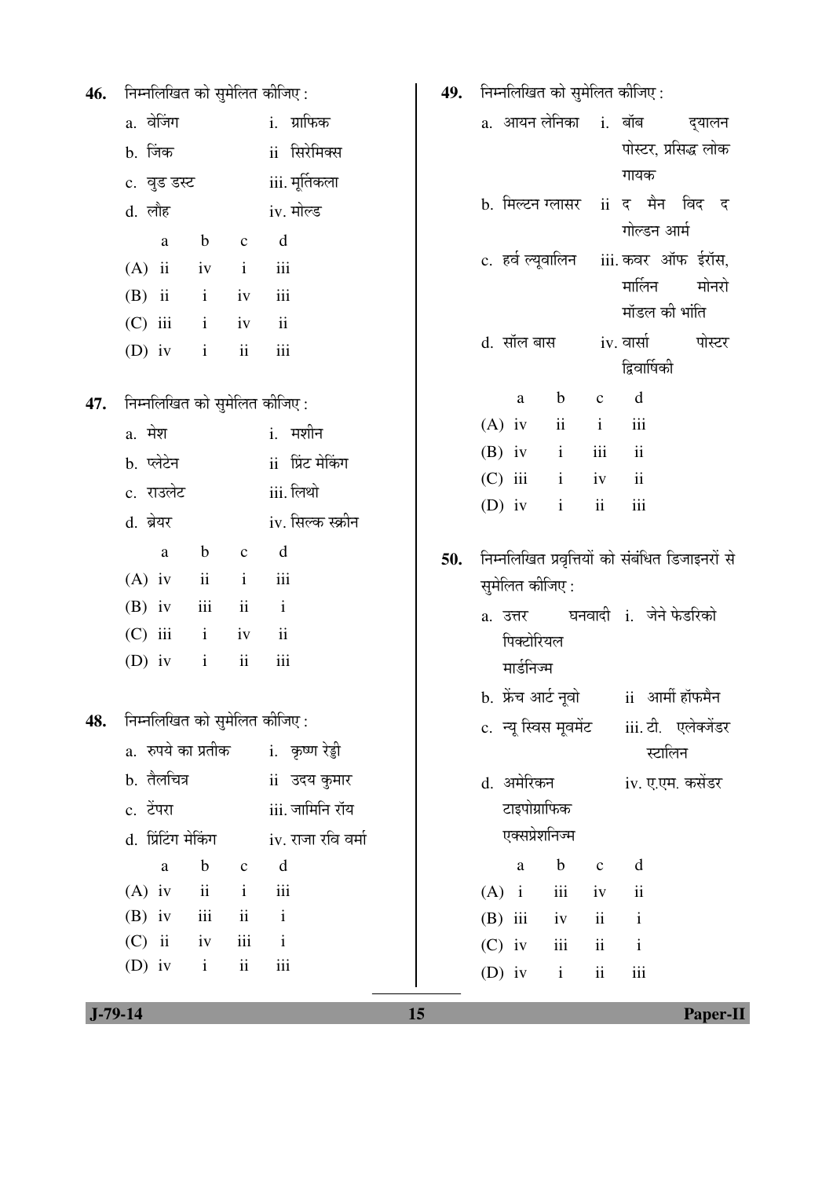46. निम्नलिखित को सुमेलित कीजिए :

| | |
|---|---|
| a. वेजिंग | i. ग्राफिक |
| b. जिंक | ii सिरेमिक्स |
| c. वुड डस्ट | iii. मूर्तिकला |
| d. लौह | iv. मोल्ड |

| | a | b | c | d |
|---|---|---|---|---|
| (A) | ii | iv | i | iii |
| (B) | ii | i | iv | iii |
| (C) | iii | i | iv | ii |
| (D) | iv | i | ii | iii |

47. निम्नलिखित को सुमेलित कीजिए :

| | |
|---|---|
| a. मेश | i. मशीन |
| b. प्लेटेन | ii प्रिंट मेकिंग |
| c. राउलेट | iii. लिथो |
| d. ब्रेयर | iv. सिल्क स्क्रीन |

| | a | b | c | d |
|---|---|---|---|---|
| (A) | iv | ii | i | iii |
| (B) | iv | iii | ii | i |
| (C) | iii | i | iv | ii |
| (D) | iv | i | ii | iii |

48. निम्नलिखित को सुमेलित कीजिए :

| | |
|---|---|
| a. रुपये का प्रतीक | i. कृष्ण रेड्डी |
| b. तैलचित्र | ii उदय कुमार |
| c. टेंपरा | iii. जामिनि रॉय |
| d. प्रिंटिंग मेकिंग | iv. राजा रवि वर्मा |

| | a | b | c | d |
|---|---|---|---|---|
| (A) | iv | ii | i | iii |
| (B) | iv | iii | ii | i |
| (C) | ii | iv | iii | i |
| (D) | iv | i | ii | iii |

49. निम्नलिखित को सुमेलित कीजिए :

| | |
|---|---|
| a. आयन लेनिका | i. बॉब दयालन पोस्टर, प्रसिद्ध लोक गायक |
| b. मिल्टन ग्लासर | ii द मैन विद द गोल्डन आर्म |
| c. हर्व ल्यूवालिन | iii. कवर ऑफ ईरॉस, मार्लिन मोनरो मॉडल की भांति |
| d. सॉल बास | iv. वार्सा पोस्टर द्विवार्षिकी |

| | a | b | c | d |
|---|---|---|---|---|
| (A) | iv | ii | i | iii |
| (B) | iv | i | iii | ii |
| (C) | iii | i | iv | ii |
| (D) | iv | i | ii | iii |

50. निम्नलिखित प्रवृत्तियों को संबंधित डिजाइनरों से सुमेलित कीजिए :

| | |
|---|---|
| a. उत्तर घनवादी पिक्टोरियल मार्डनिज्म | i. जेने फेडरिको |
| b. फ्रेंच आर्ट नूवो | ii आर्मी हॉफमैन |
| c. न्यू स्विस मूवमेंट | iii. टी. एलेक्जेंडर स्टालिन |
| d. अमेरिकन टाइपोग्राफिक एक्सप्रेशनिज्म | iv. ए.एम. कसेंडर |

| | a | b | c | d |
|---|---|---|---|---|
| (A) | i | iii | iv | ii |
| (B) | iii | iv | ii | i |
| (C) | iv | iii | ii | i |
| (D) | iv | i | ii | iii |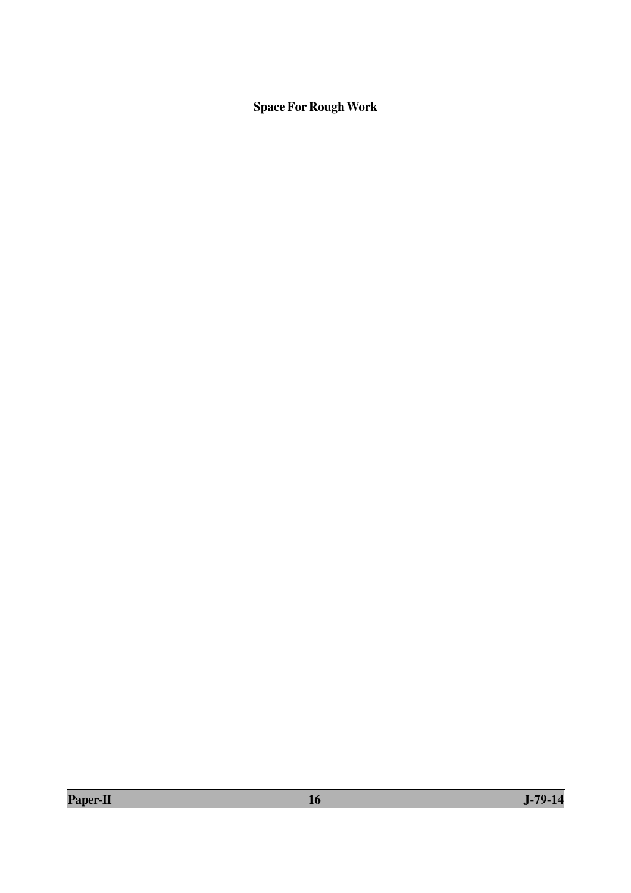**Space For Rough Work**